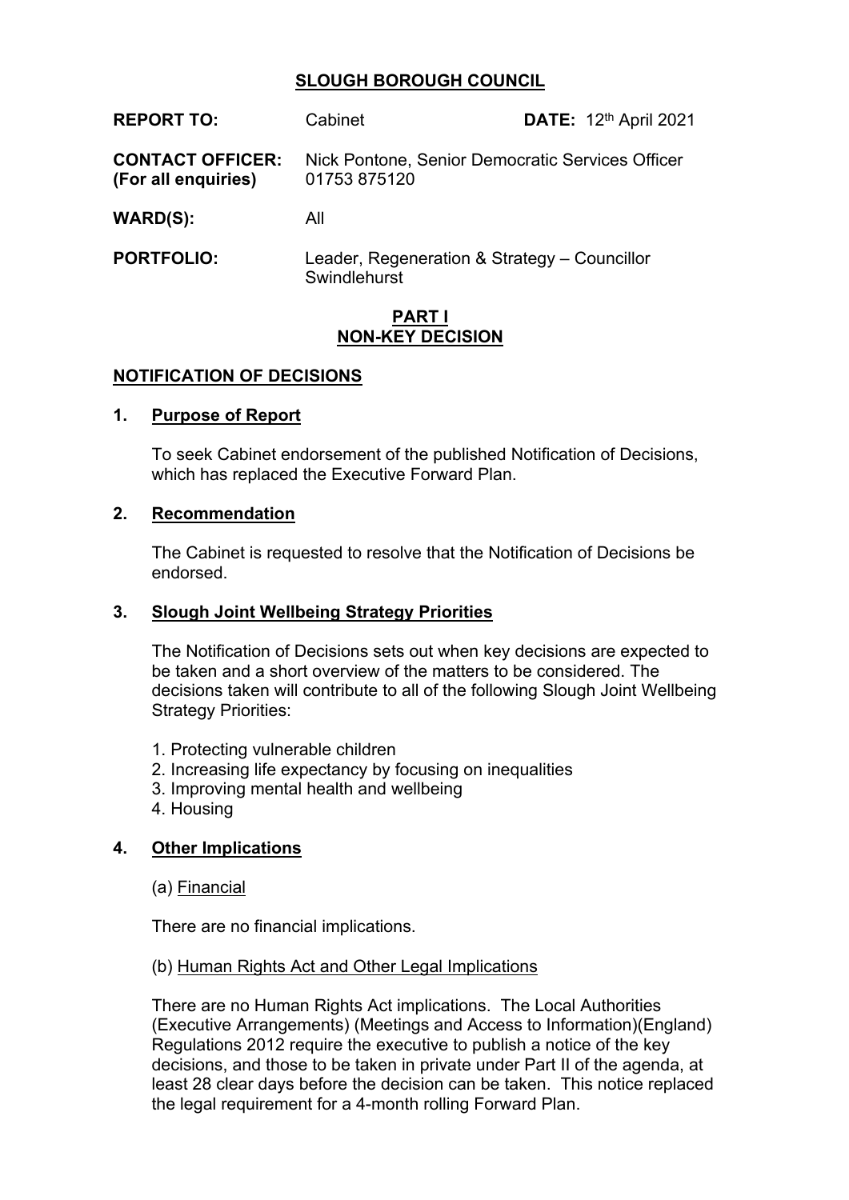**SLOUGH BOROUGH COUNCIL**

| | | |
|---|---|---|
| **REPORT TO:** | Cabinet | **DATE:** 12th April 2021 |
| **CONTACT OFFICER:** **(For all enquiries)** | Nick Pontone, Senior Democratic Services Officer 01753 875120 | |
| **WARD(S):** | All | |
| **PORTFOLIO:** | Leader, Regeneration & Strategy – Councillor Swindlehurst | |

**PART I**
**NON-KEY DECISION**

**NOTIFICATION OF DECISIONS**

## 1. Purpose of Report

To seek Cabinet endorsement of the published Notification of Decisions, which has replaced the Executive Forward Plan.

## 2. Recommendation

The Cabinet is requested to resolve that the Notification of Decisions be endorsed.

## 3. Slough Joint Wellbeing Strategy Priorities

The Notification of Decisions sets out when key decisions are expected to be taken and a short overview of the matters to be considered. The decisions taken will contribute to all of the following Slough Joint Wellbeing Strategy Priorities:

1. Protecting vulnerable children
2. Increasing life expectancy by focusing on inequalities
3. Improving mental health and wellbeing
4. Housing

## 4. Other Implications

(a) Financial

There are no financial implications.

(b) Human Rights Act and Other Legal Implications

There are no Human Rights Act implications. The Local Authorities (Executive Arrangements) (Meetings and Access to Information)(England) Regulations 2012 require the executive to publish a notice of the key decisions, and those to be taken in private under Part II of the agenda, at least 28 clear days before the decision can be taken. This notice replaced the legal requirement for a 4-month rolling Forward Plan.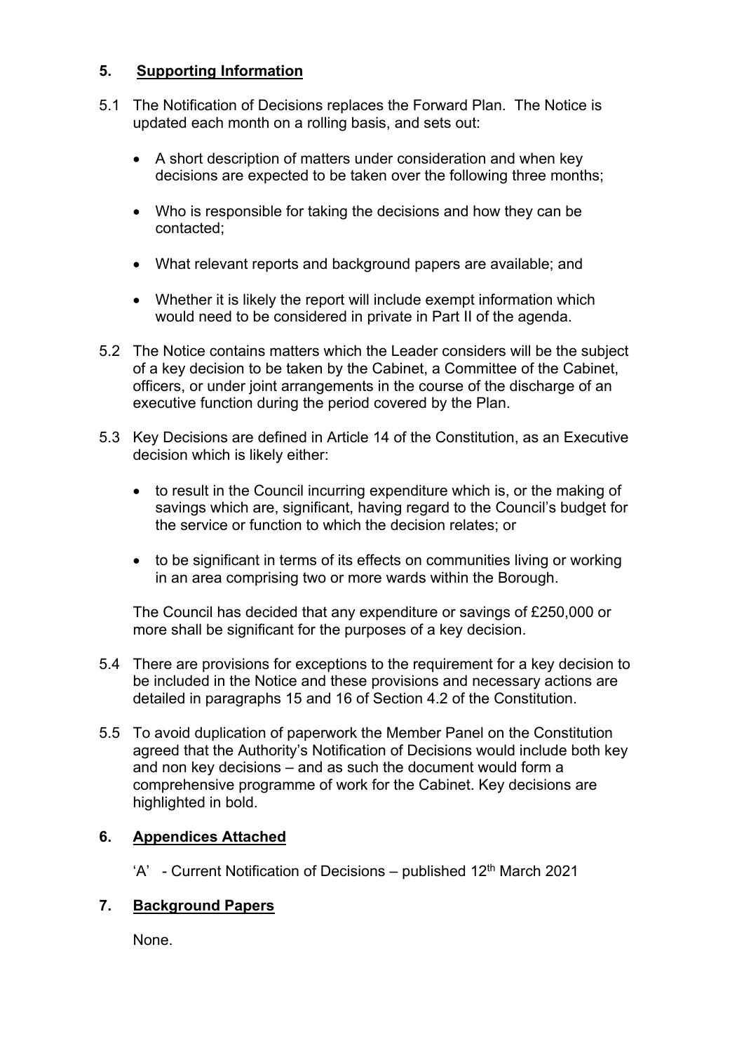## 5. Supporting Information

5.1 The Notification of Decisions replaces the Forward Plan. The Notice is updated each month on a rolling basis, and sets out:

- A short description of matters under consideration and when key decisions are expected to be taken over the following three months;
- Who is responsible for taking the decisions and how they can be contacted;
- What relevant reports and background papers are available; and
- Whether it is likely the report will include exempt information which would need to be considered in private in Part II of the agenda.

5.2 The Notice contains matters which the Leader considers will be the subject of a key decision to be taken by the Cabinet, a Committee of the Cabinet, officers, or under joint arrangements in the course of the discharge of an executive function during the period covered by the Plan.

5.3 Key Decisions are defined in Article 14 of the Constitution, as an Executive decision which is likely either:

- to result in the Council incurring expenditure which is, or the making of savings which are, significant, having regard to the Council's budget for the service or function to which the decision relates; or
- to be significant in terms of its effects on communities living or working in an area comprising two or more wards within the Borough.

The Council has decided that any expenditure or savings of £250,000 or more shall be significant for the purposes of a key decision.

5.4 There are provisions for exceptions to the requirement for a key decision to be included in the Notice and these provisions and necessary actions are detailed in paragraphs 15 and 16 of Section 4.2 of the Constitution.

5.5 To avoid duplication of paperwork the Member Panel on the Constitution agreed that the Authority's Notification of Decisions would include both key and non key decisions – and as such the document would form a comprehensive programme of work for the Cabinet. Key decisions are highlighted in bold.

## 6. Appendices Attached

'A' - Current Notification of Decisions – published 12th March 2021

## 7. Background Papers

None.